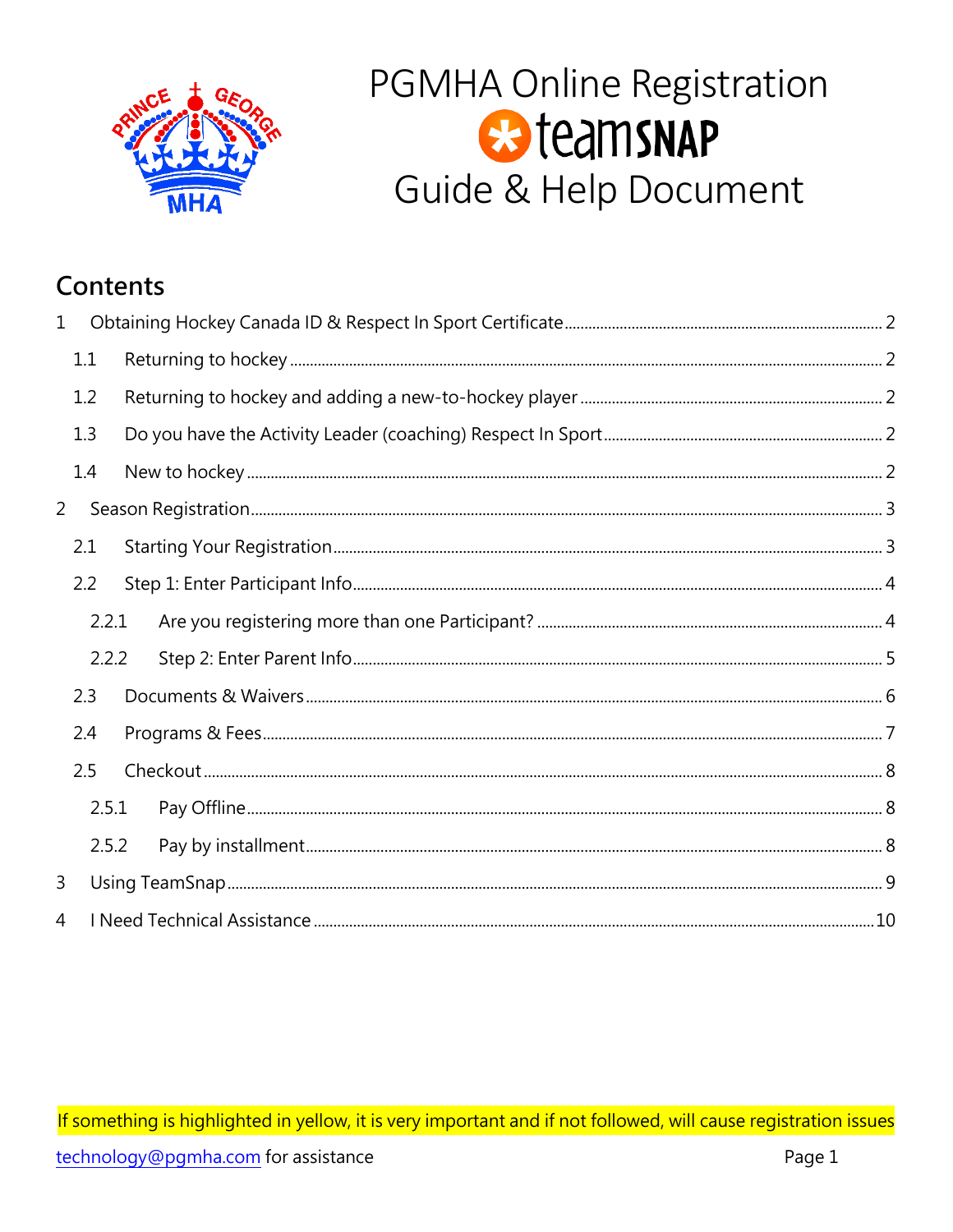# PGMHA Online Registration teamSNAP Guide & Help Document

## Contents

1 Obtaining Hockey Canada ID & Respect In Sport Certificate ..... 2
- 1.1 Returning to hockey ..... 2
- 1.2 Returning to hockey and adding a new-to-hockey player ..... 2
- 1.3 Do you have the Activity Leader (coaching) Respect In Sport ..... 2
- 1.4 New to hockey ..... 2

2 Season Registration ..... 3
- 2.1 Starting Your Registration ..... 3
- 2.2 Step 1: Enter Participant Info ..... 4
  - 2.2.1 Are you registering more than one Participant? ..... 4
  - 2.2.2 Step 2: Enter Parent Info ..... 5
- 2.3 Documents & Waivers ..... 6
- 2.4 Programs & Fees ..... 7
- 2.5 Checkout ..... 8
  - 2.5.1 Pay Offline ..... 8
  - 2.5.2 Pay by installment ..... 8

3 Using TeamSnap ..... 9

4 I Need Technical Assistance ..... 10

If something is highlighted in yellow, it is very important and if not followed, will cause registration issues

technology@pgmha.com for assistance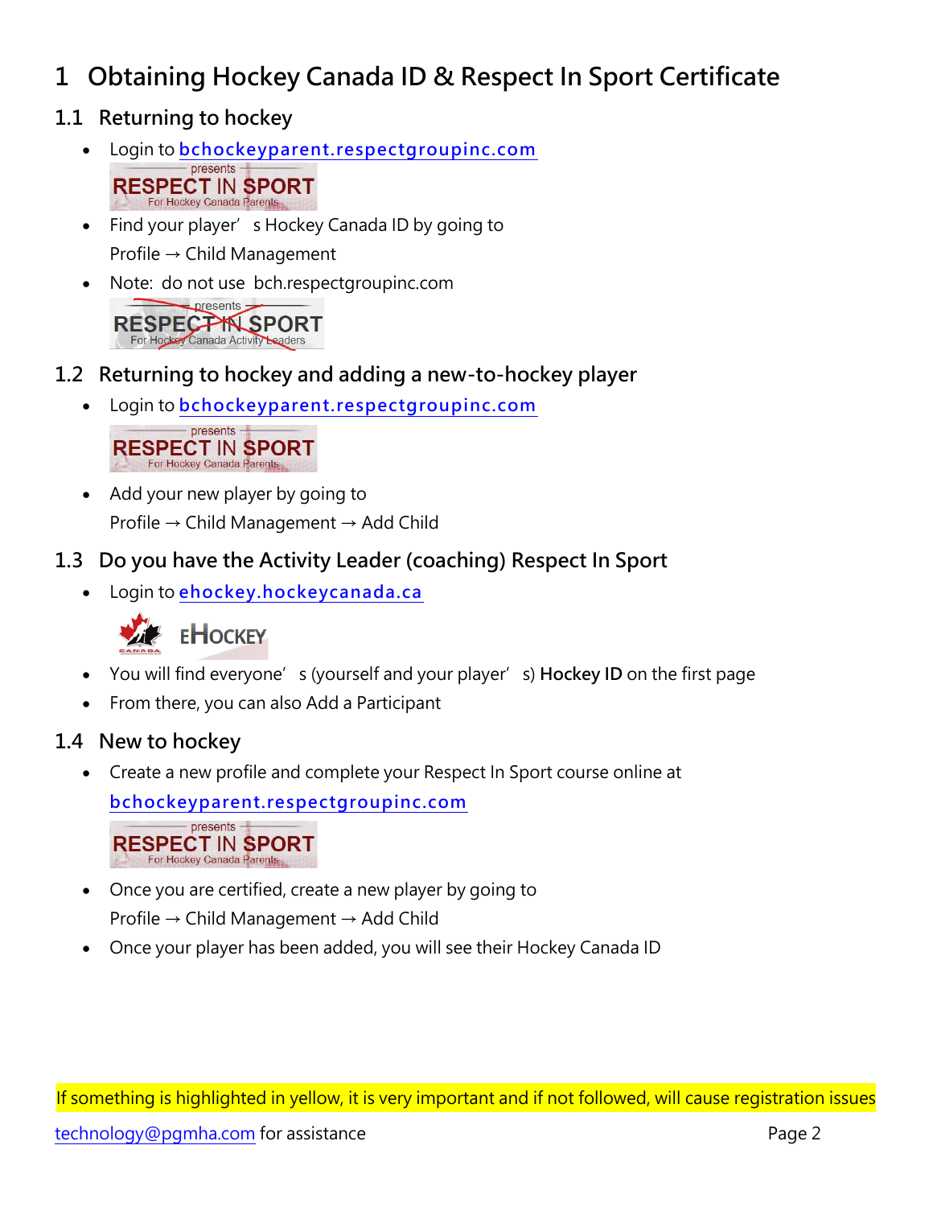# 1 Obtaining Hockey Canada ID & Respect In Sport Certificate

## 1.1 Returning to hockey

- Login to bchockeyparent.respectgroupinc.com
- Find your player's Hockey Canada ID by going to Profile → Child Management
- Note: do not use bch.respectgroupinc.com

## 1.2 Returning to hockey and adding a new-to-hockey player

- Login to bchockeyparent.respectgroupinc.com
- Add your new player by going to Profile → Child Management → Add Child

## 1.3 Do you have the Activity Leader (coaching) Respect In Sport

- Login to ehockey.hockeycanada.ca
- You will find everyone's (yourself and your player's) **Hockey ID** on the first page
- From there, you can also Add a Participant

## 1.4 New to hockey

- Create a new profile and complete your Respect In Sport course online at bchockeyparent.respectgroupinc.com
- Once you are certified, create a new player by going to Profile → Child Management → Add Child
- Once your player has been added, you will see their Hockey Canada ID

If something is highlighted in yellow, it is very important and if not followed, will cause registration issues

technology@pgmha.com for assistance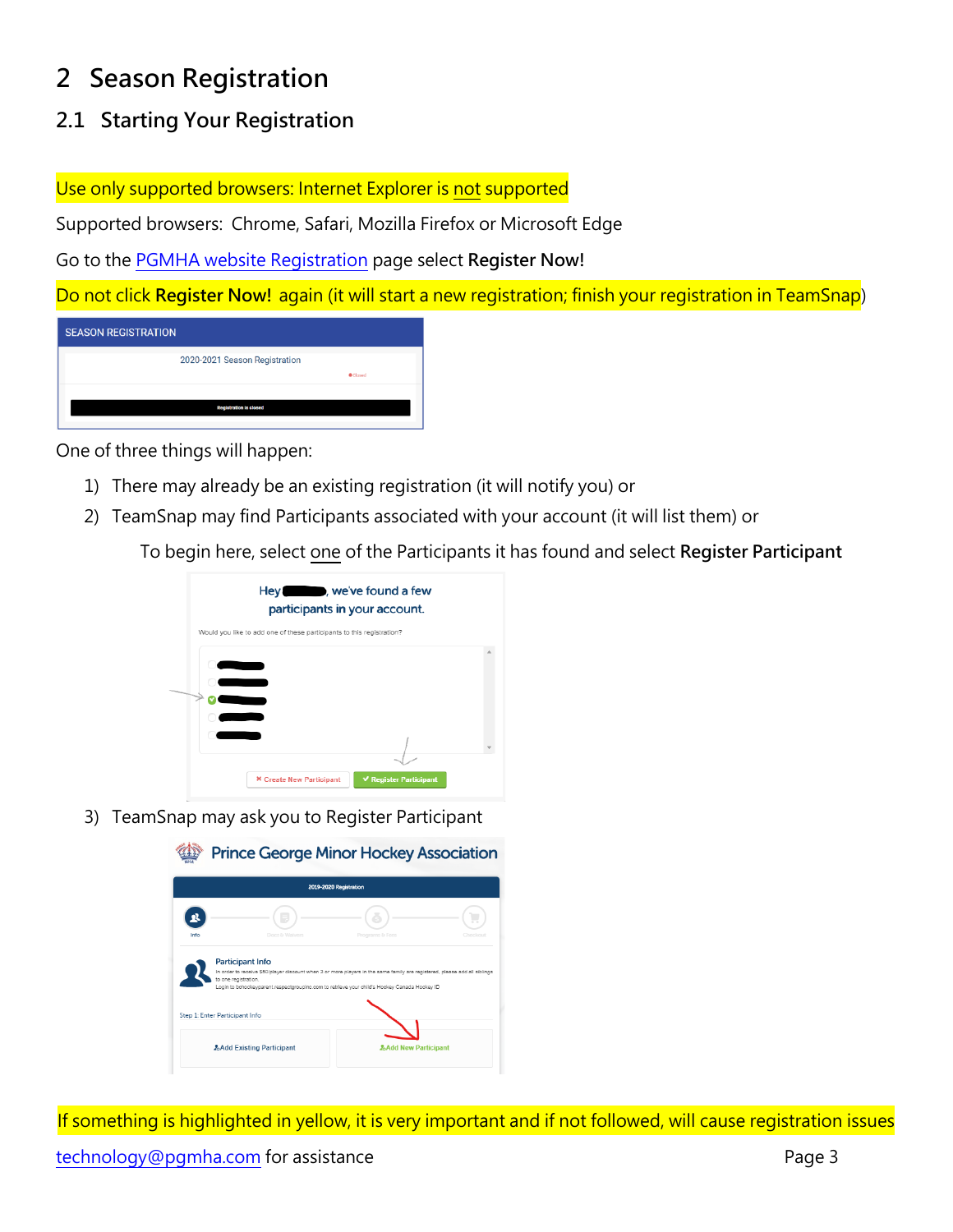# 2 Season Registration

## 2.1 Starting Your Registration

Use only supported browsers: Internet Explorer is not supported

Supported browsers: Chrome, Safari, Mozilla Firefox or Microsoft Edge

Go to the PGMHA website Registration page select **Register Now!**

Do not click **Register Now!** again (it will start a new registration; finish your registration in TeamSnap)

One of three things will happen:

1) There may already be an existing registration (it will notify you) or
2) TeamSnap may find Participants associated with your account (it will list them) or

   To begin here, select one of the Participants it has found and select **Register Participant**

3) TeamSnap may ask you to Register Participant

If something is highlighted in yellow, it is very important and if not followed, will cause registration issues

technology@pgmha.com for assistance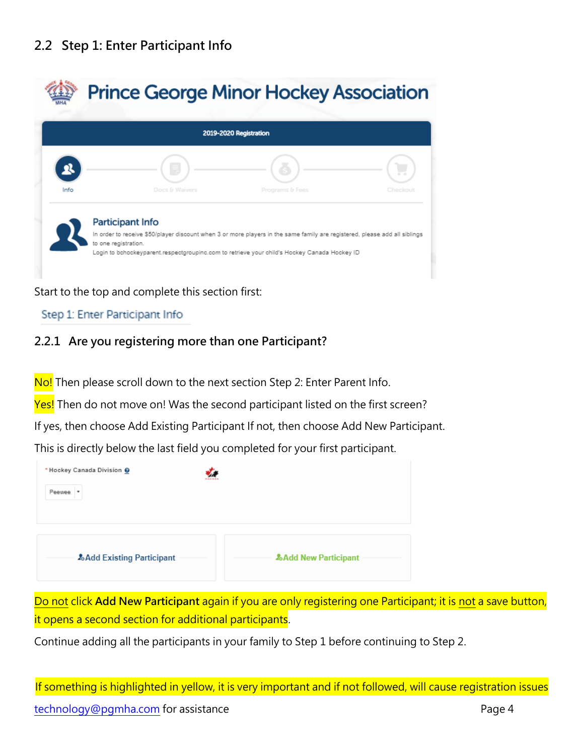## 2.2 Step 1: Enter Participant Info

Start to the top and complete this section first:

Step 1: Enter Participant Info

### 2.2.1 Are you registering more than one Participant?

No! Then please scroll down to the next section Step 2: Enter Parent Info.

Yes! Then do not move on! Was the second participant listed on the first screen?

If yes, then choose Add Existing Participant If not, then choose Add New Participant.

This is directly below the last field you completed for your first participant.

Do not click **Add New Participant** again if you are only registering one Participant; it is not a save button, it opens a second section for additional participants.

Continue adding all the participants in your family to Step 1 before continuing to Step 2.

If something is highlighted in yellow, it is very important and if not followed, will cause registration issues

technology@pgmha.com for assistance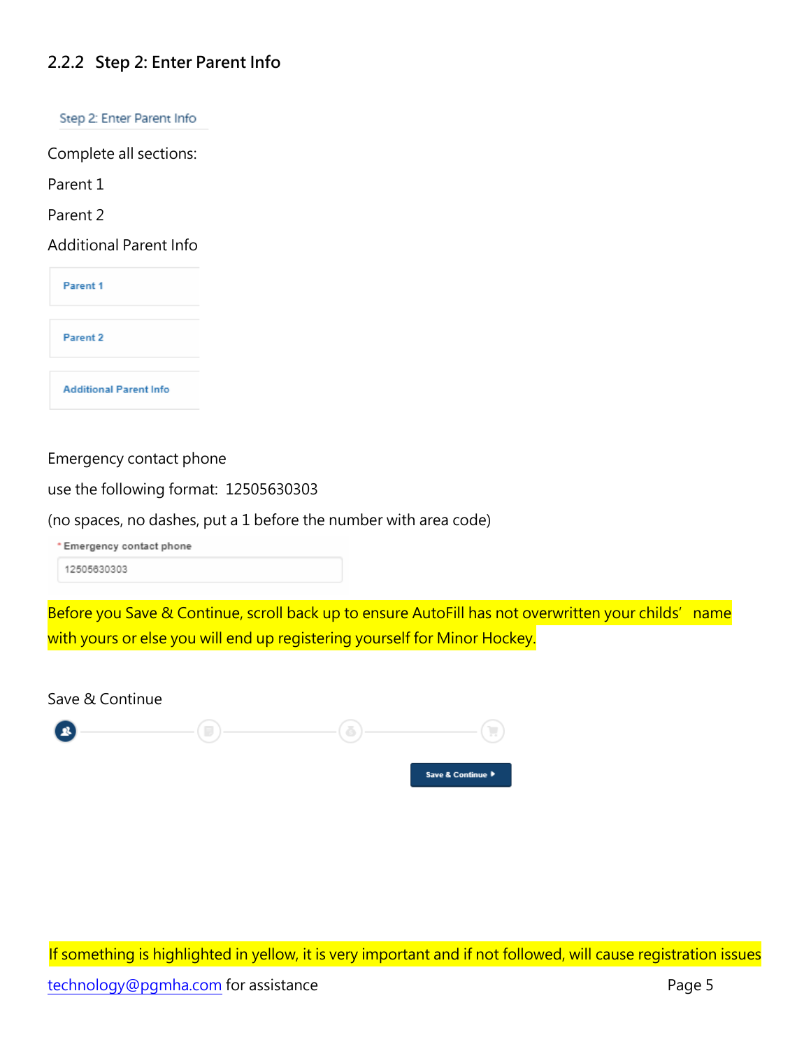### 2.2.2 Step 2: Enter Parent Info

Step 2: Enter Parent Info

Complete all sections:

Parent 1

Parent 2

Additional Parent Info

Parent 1

Parent 2

Additional Parent Info

Emergency contact phone

use the following format: 12505630303

(no spaces, no dashes, put a 1 before the number with area code)

* Emergency contact phone

12505630303

Before you Save & Continue, scroll back up to ensure AutoFill has not overwritten your childs' name with yours or else you will end up registering yourself for Minor Hockey.

Save & Continue

Save & Continue

If something is highlighted in yellow, it is very important and if not followed, will cause registration issues

technology@pgmha.com for assistance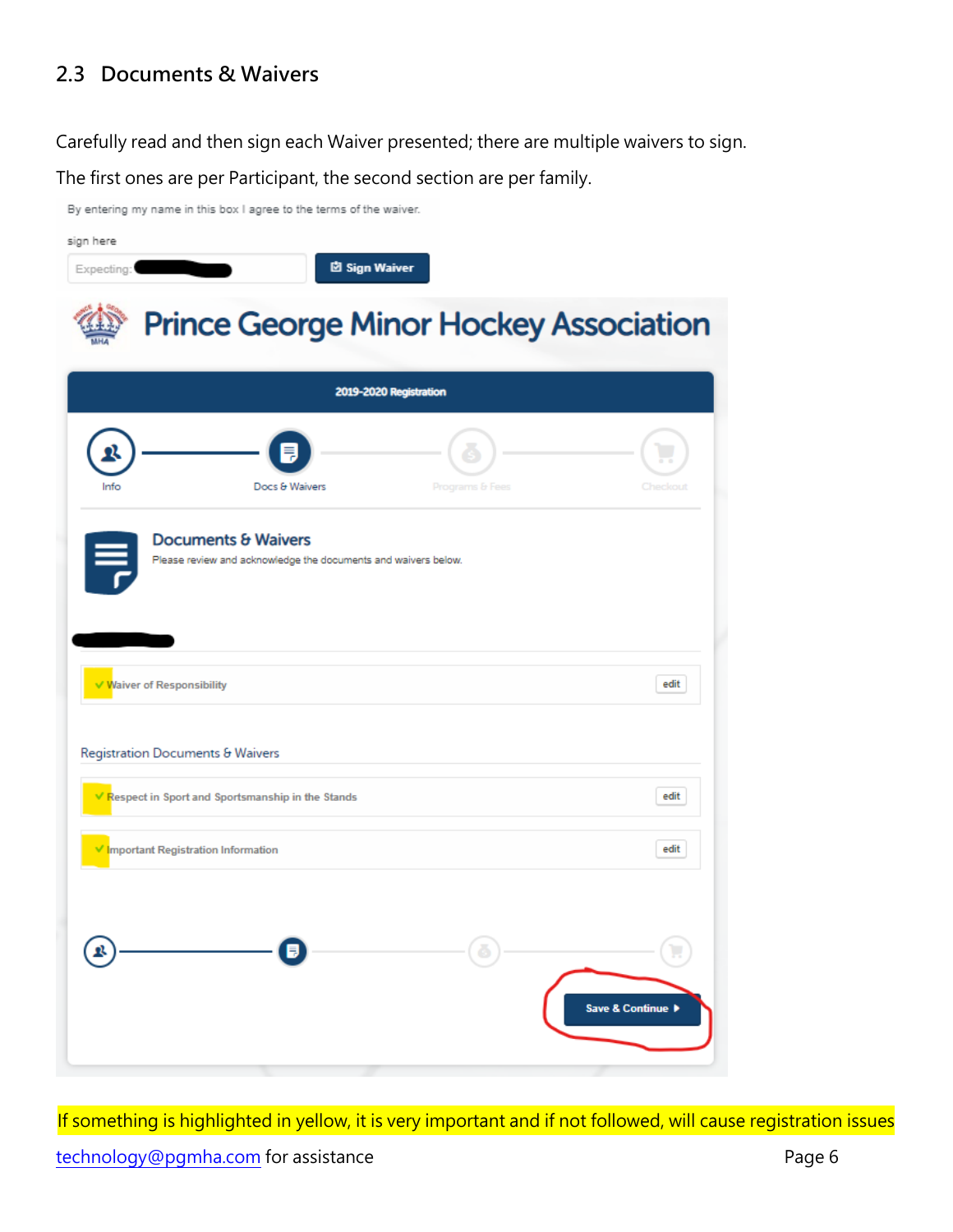## 2.3 Documents & Waivers

Carefully read and then sign each Waiver presented; there are multiple waivers to sign.

The first ones are per Participant, the second section are per family.

By entering my name in this box I agree to the terms of the waiver.

sign here

Expecting: [redacted] | Sign Waiver

Prince George Minor Hockey Association

2019-2020 Registration

Info — Docs & Waivers — Programs & Fees — Checkout

**Documents & Waivers**

Please review and acknowledge the documents and waivers below.

- ✓ Waiver of Responsibility — edit

Registration Documents & Waivers

- ✓ Respect in Sport and Sportsmanship in the Stands — edit
- ✓ Important Registration Information — edit

Save & Continue ▸

If something is highlighted in yellow, it is very important and if not followed, will cause registration issues

technology@pgmha.com for assistance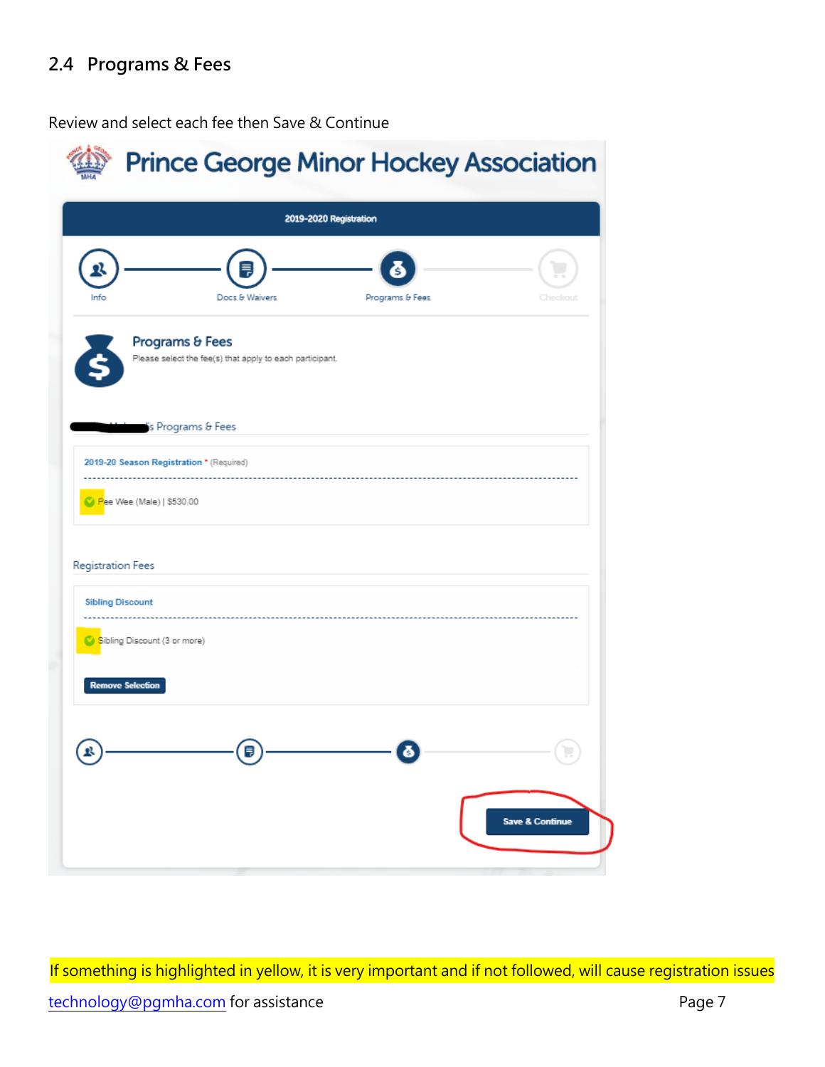## 2.4 Programs & Fees

Review and select each fee then Save & Continue

Prince George Minor Hockey Association

2019-2020 Registration

Info — Docs & Waivers — Programs & Fees — Checkout

**Programs & Fees**

Please select the fee(s) that apply to each participant.

's Programs & Fees

2019-20 Season Registration * (Required)

Pee Wee (Male) | $530.00

Registration Fees

Sibling Discount

Sibling Discount (3 or more)

Remove Selection

Save & Continue

If something is highlighted in yellow, it is very important and if not followed, will cause registration issues

technology@pgmha.com for assistance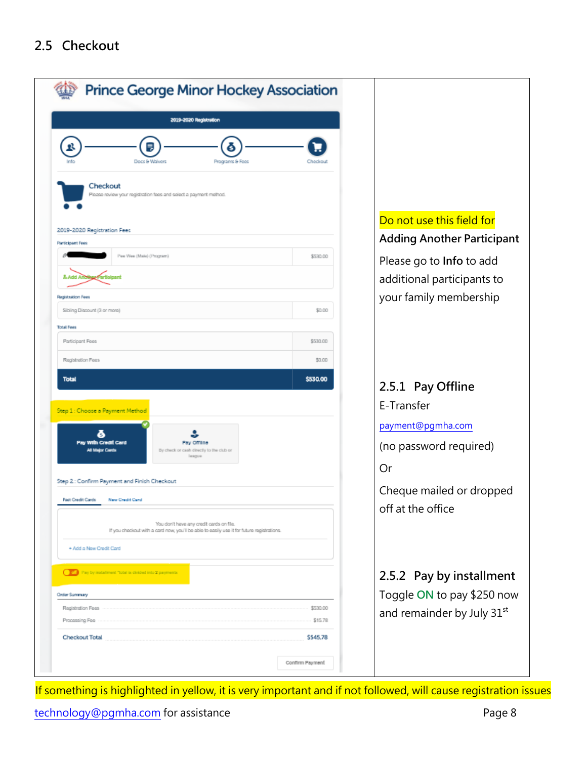## 2.5 Checkout

Do not use this field for **Adding Another Participant**

Please go to **Info** to add additional participants to your family membership

### 2.5.1 Pay Offline

E-Transfer

payment@pgmha.com

(no password required)

Or

Cheque mailed or dropped off at the office

### 2.5.2 Pay by installment

Toggle ON to pay $250 now and remainder by July 31st

If something is highlighted in yellow, it is very important and if not followed, will cause registration issues

technology@pgmha.com for assistance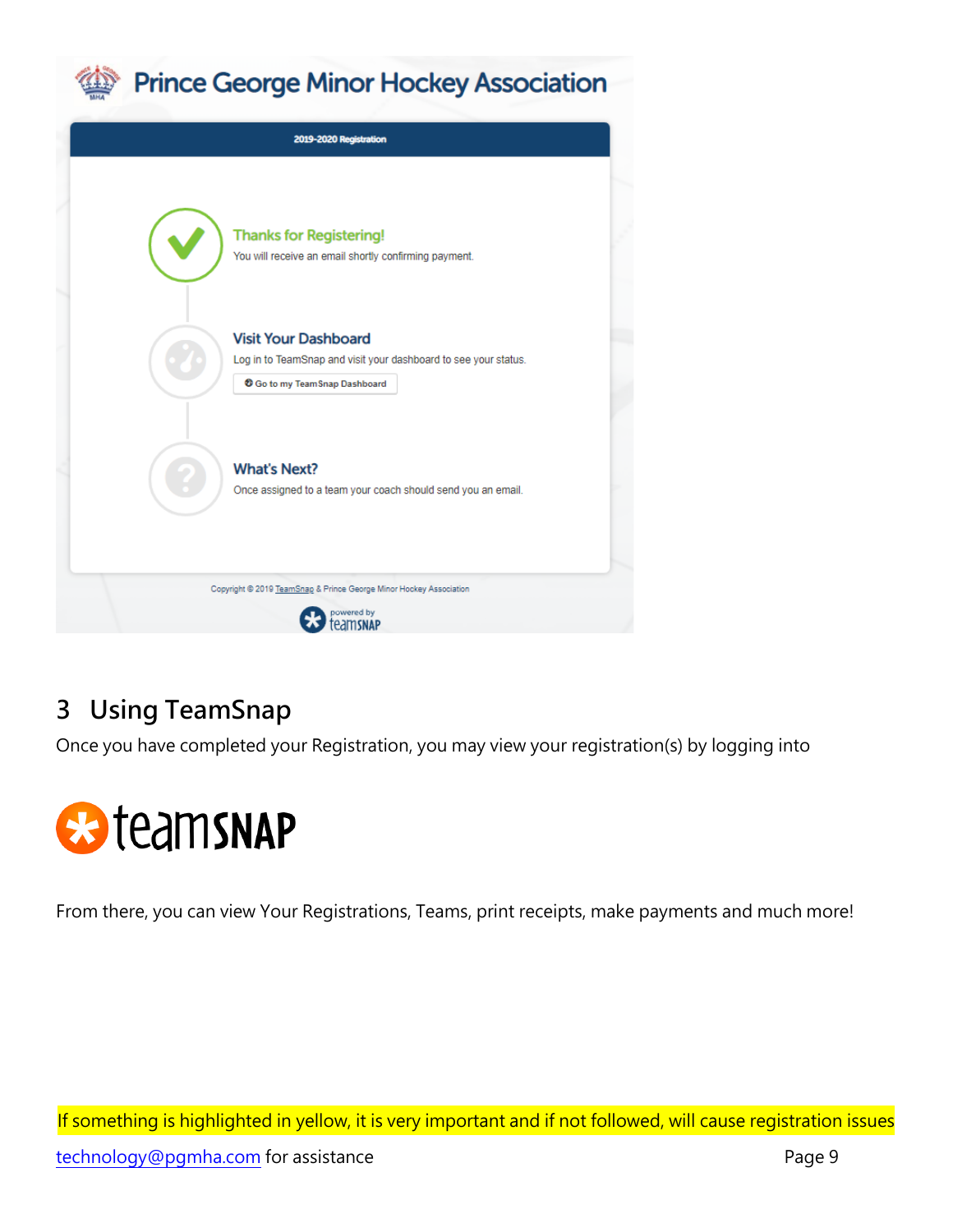Prince George Minor Hockey Association

2019-2020 Registration

**Thanks for Registering!**
You will receive an email shortly confirming payment.

**Visit Your Dashboard**
Log in to TeamSnap and visit your dashboard to see your status.
Go to my TeamSnap Dashboard

**What's Next?**
Once assigned to a team your coach should send you an email.

Copyright © 2019 TeamSnap & Prince George Minor Hockey Association

powered by teamSNAP

## 3 Using TeamSnap

Once you have completed your Registration, you may view your registration(s) by logging into

teamSNAP

From there, you can view Your Registrations, Teams, print receipts, make payments and much more!

If something is highlighted in yellow, it is very important and if not followed, will cause registration issues

technology@pgmha.com for assistance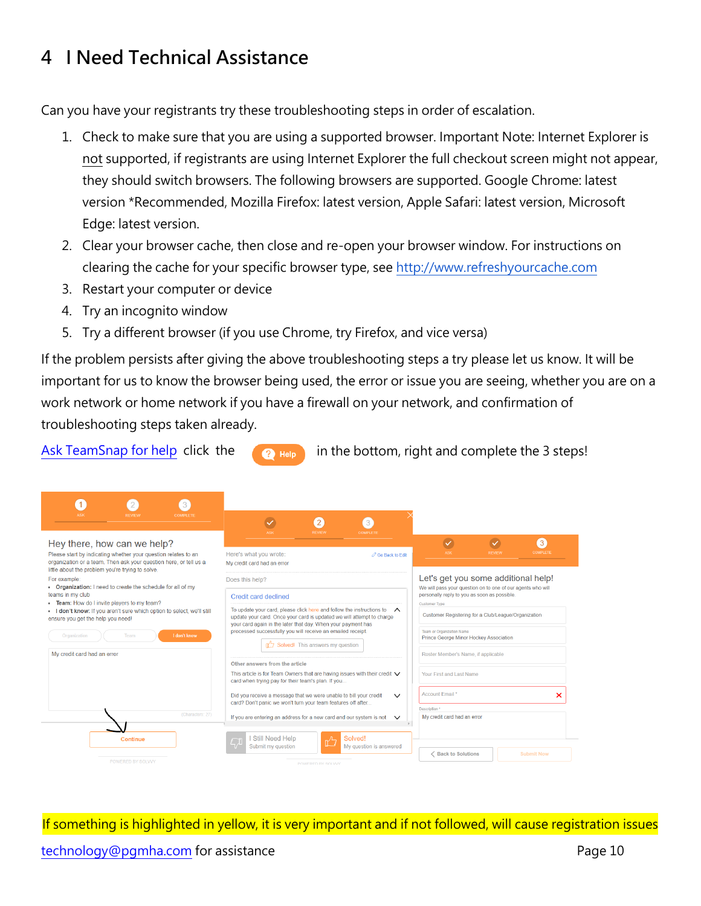# 4 I Need Technical Assistance

Can you have your registrants try these troubleshooting steps in order of escalation.

1. Check to make sure that you are using a supported browser. Important Note: Internet Explorer is not supported, if registrants are using Internet Explorer the full checkout screen might not appear, they should switch browsers. The following browsers are supported. Google Chrome: latest version *Recommended, Mozilla Firefox: latest version, Apple Safari: latest version, Microsoft Edge: latest version.
2. Clear your browser cache, then close and re-open your browser window. For instructions on clearing the cache for your specific browser type, see http://www.refreshyourcache.com
3. Restart your computer or device
4. Try an incognito window
5. Try a different browser (if you use Chrome, try Firefox, and vice versa)

If the problem persists after giving the above troubleshooting steps a try please let us know. It will be important for us to know the browser being used, the error or issue you are seeing, whether you are on a work network or home network if you have a firewall on your network, and confirmation of troubleshooting steps taken already.

Ask TeamSnap for help click the Help in the bottom, right and complete the 3 steps!

If something is highlighted in yellow, it is very important and if not followed, will cause registration issues

technology@pgmha.com for assistance